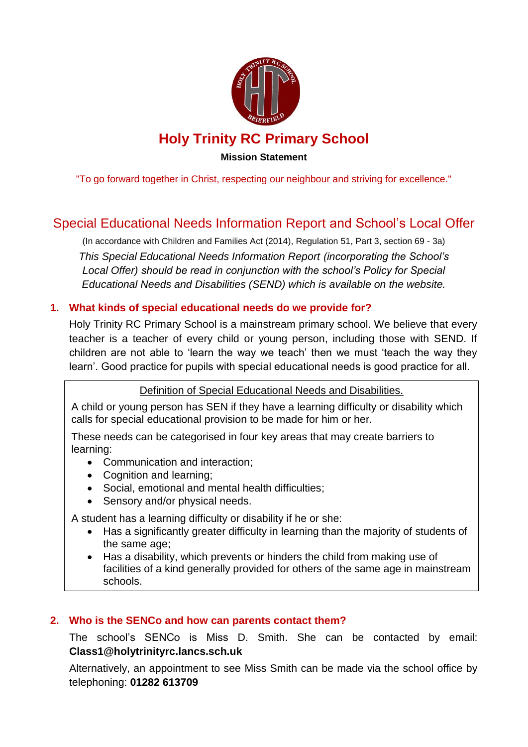# Holy Trinity RC Primary School

**Mission Statement**

"To go forward together in Christ, respecting our neighbour and striving for excellence."

## Special Educational Needs Information Report and School's Local Offer

(In accordance with Children and Families Act (2014), Regulation 51, Part 3, section 69 - 3a)

*This Special Educational Needs Information Report (incorporating the School's Local Offer) should be read in conjunction with the school's Policy for Special Educational Needs and Disabilities (SEND) which is available on the website.*

### 1. What kinds of special educational needs do we provide for?

Holy Trinity RC Primary School is a mainstream primary school. We believe that every teacher is a teacher of every child or young person, including those with SEND. If children are not able to 'learn the way we teach' then we must 'teach the way they learn'. Good practice for pupils with special educational needs is good practice for all.

<u>Definition of Special Educational Needs and Disabilities.</u>

A child or young person has SEN if they have a learning difficulty or disability which calls for special educational provision to be made for him or her.

These needs can be categorised in four key areas that may create barriers to learning:

- Communication and interaction;
- Cognition and learning;
- Social, emotional and mental health difficulties;
- Sensory and/or physical needs.

A student has a learning difficulty or disability if he or she:

- Has a significantly greater difficulty in learning than the majority of students of the same age;
- Has a disability, which prevents or hinders the child from making use of facilities of a kind generally provided for others of the same age in mainstream schools.

### 2. Who is the SENCo and how can parents contact them?

The school's SENCo is Miss D. Smith. She can be contacted by email: **Class1@holytrinityrc.lancs.sch.uk**

Alternatively, an appointment to see Miss Smith can be made via the school office by telephoning: **01282 613709**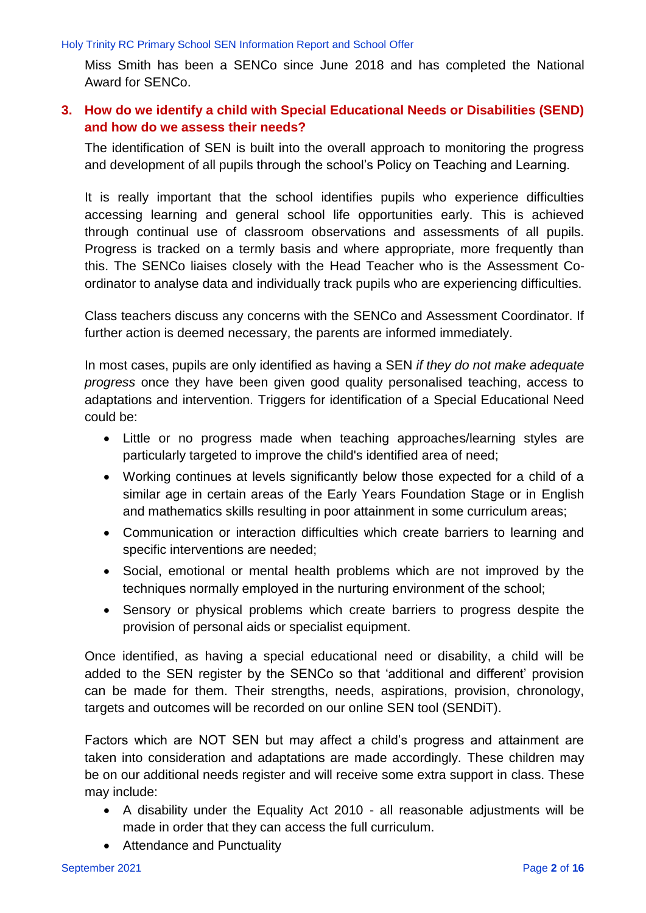Miss Smith has been a SENCo since June 2018 and has completed the National Award for SENCo.

## 3. How do we identify a child with Special Educational Needs or Disabilities (SEND) and how do we assess their needs?

The identification of SEN is built into the overall approach to monitoring the progress and development of all pupils through the school's Policy on Teaching and Learning.

It is really important that the school identifies pupils who experience difficulties accessing learning and general school life opportunities early. This is achieved through continual use of classroom observations and assessments of all pupils. Progress is tracked on a termly basis and where appropriate, more frequently than this. The SENCo liaises closely with the Head Teacher who is the Assessment Co-ordinator to analyse data and individually track pupils who are experiencing difficulties.

Class teachers discuss any concerns with the SENCo and Assessment Coordinator. If further action is deemed necessary, the parents are informed immediately.

In most cases, pupils are only identified as having a SEN *if they do not make adequate progress* once they have been given good quality personalised teaching, access to adaptations and intervention. Triggers for identification of a Special Educational Need could be:

- Little or no progress made when teaching approaches/learning styles are particularly targeted to improve the child's identified area of need;
- Working continues at levels significantly below those expected for a child of a similar age in certain areas of the Early Years Foundation Stage or in English and mathematics skills resulting in poor attainment in some curriculum areas;
- Communication or interaction difficulties which create barriers to learning and specific interventions are needed;
- Social, emotional or mental health problems which are not improved by the techniques normally employed in the nurturing environment of the school;
- Sensory or physical problems which create barriers to progress despite the provision of personal aids or specialist equipment.

Once identified, as having a special educational need or disability, a child will be added to the SEN register by the SENCo so that 'additional and different' provision can be made for them. Their strengths, needs, aspirations, provision, chronology, targets and outcomes will be recorded on our online SEN tool (SENDiT).

Factors which are NOT SEN but may affect a child's progress and attainment are taken into consideration and adaptations are made accordingly. These children may be on our additional needs register and will receive some extra support in class. These may include:

- A disability under the Equality Act 2010 - all reasonable adjustments will be made in order that they can access the full curriculum.
- Attendance and Punctuality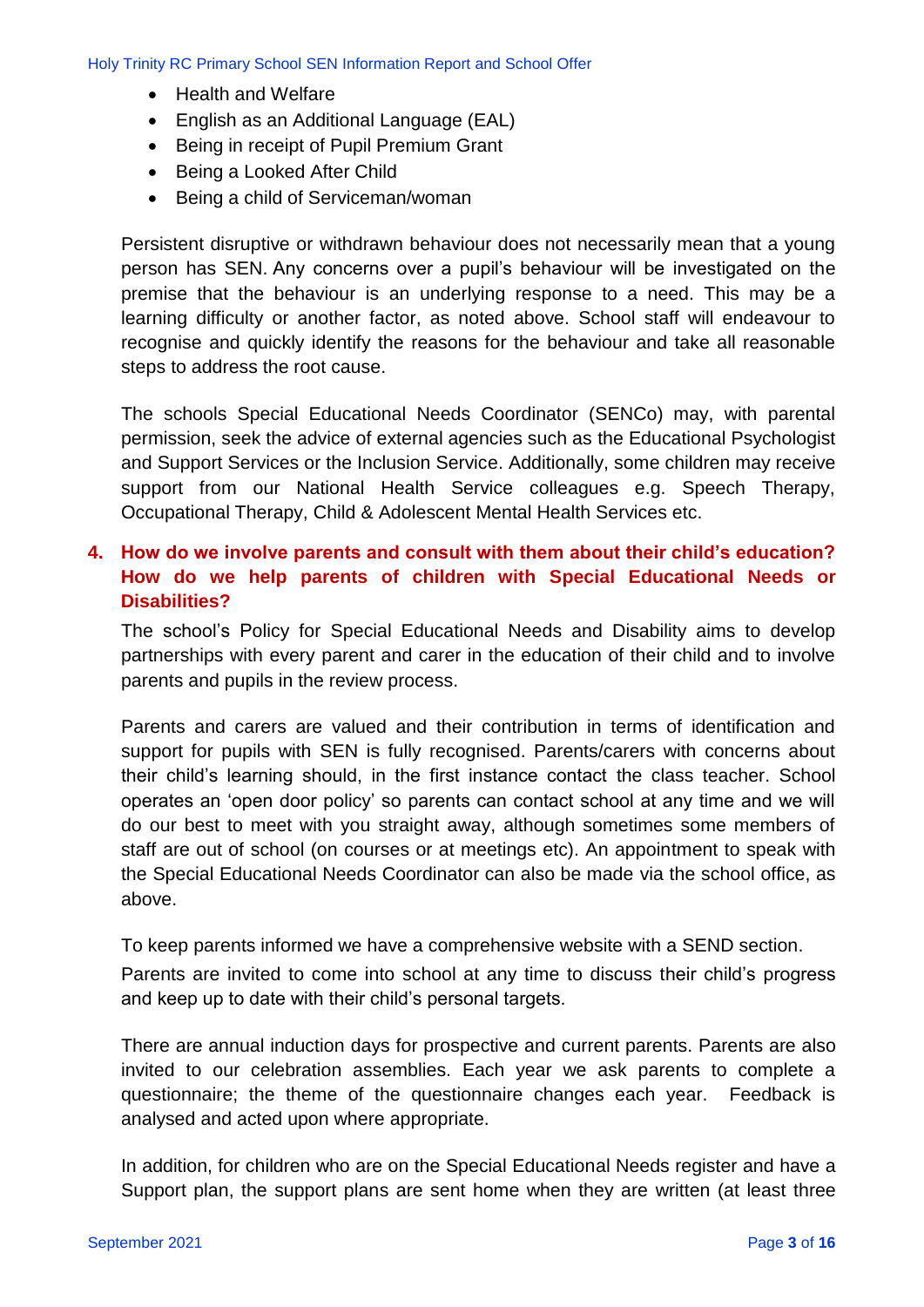- Health and Welfare
- English as an Additional Language (EAL)
- Being in receipt of Pupil Premium Grant
- Being a Looked After Child
- Being a child of Serviceman/woman

Persistent disruptive or withdrawn behaviour does not necessarily mean that a young person has SEN. Any concerns over a pupil's behaviour will be investigated on the premise that the behaviour is an underlying response to a need. This may be a learning difficulty or another factor, as noted above. School staff will endeavour to recognise and quickly identify the reasons for the behaviour and take all reasonable steps to address the root cause.

The schools Special Educational Needs Coordinator (SENCo) may, with parental permission, seek the advice of external agencies such as the Educational Psychologist and Support Services or the Inclusion Service. Additionally, some children may receive support from our National Health Service colleagues e.g. Speech Therapy, Occupational Therapy, Child & Adolescent Mental Health Services etc.

## 4. How do we involve parents and consult with them about their child's education? How do we help parents of children with Special Educational Needs or Disabilities?

The school's Policy for Special Educational Needs and Disability aims to develop partnerships with every parent and carer in the education of their child and to involve parents and pupils in the review process.

Parents and carers are valued and their contribution in terms of identification and support for pupils with SEN is fully recognised. Parents/carers with concerns about their child's learning should, in the first instance contact the class teacher. School operates an 'open door policy' so parents can contact school at any time and we will do our best to meet with you straight away, although sometimes some members of staff are out of school (on courses or at meetings etc). An appointment to speak with the Special Educational Needs Coordinator can also be made via the school office, as above.

To keep parents informed we have a comprehensive website with a SEND section.

Parents are invited to come into school at any time to discuss their child's progress and keep up to date with their child's personal targets.

There are annual induction days for prospective and current parents. Parents are also invited to our celebration assemblies. Each year we ask parents to complete a questionnaire; the theme of the questionnaire changes each year. Feedback is analysed and acted upon where appropriate.

In addition, for children who are on the Special Educational Needs register and have a Support plan, the support plans are sent home when they are written (at least three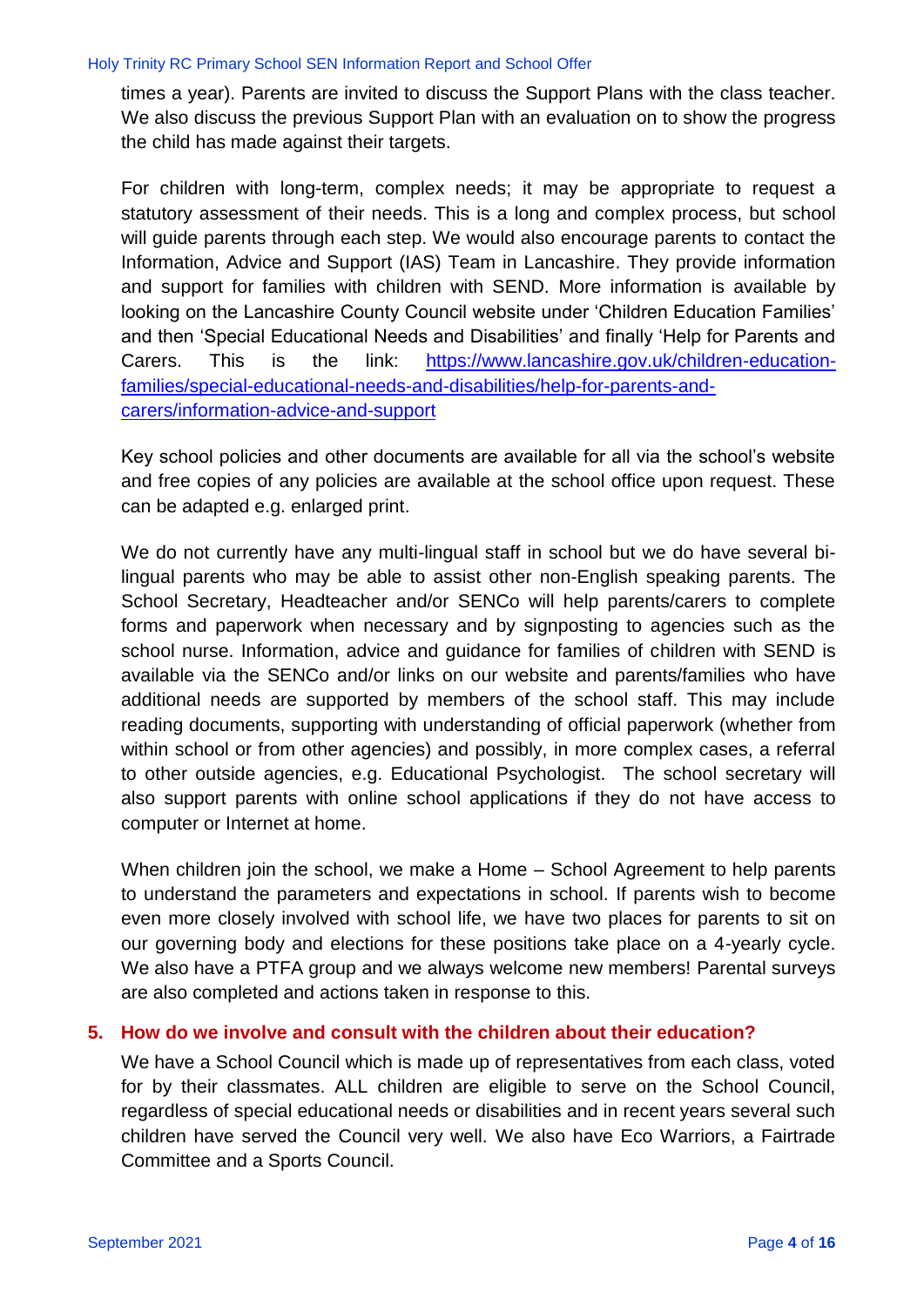times a year). Parents are invited to discuss the Support Plans with the class teacher. We also discuss the previous Support Plan with an evaluation on to show the progress the child has made against their targets.

For children with long-term, complex needs; it may be appropriate to request a statutory assessment of their needs. This is a long and complex process, but school will guide parents through each step. We would also encourage parents to contact the Information, Advice and Support (IAS) Team in Lancashire. They provide information and support for families with children with SEND. More information is available by looking on the Lancashire County Council website under 'Children Education Families' and then 'Special Educational Needs and Disabilities' and finally 'Help for Parents and Carers. This is the link: [https://www.lancashire.gov.uk/children-education-families/special-educational-needs-and-disabilities/help-for-parents-and-carers/information-advice-and-support](https://www.lancashire.gov.uk/children-education-families/special-educational-needs-and-disabilities/help-for-parents-and-carers/information-advice-and-support)

Key school policies and other documents are available for all via the school's website and free copies of any policies are available at the school office upon request. These can be adapted e.g. enlarged print.

We do not currently have any multi-lingual staff in school but we do have several bi-lingual parents who may be able to assist other non-English speaking parents. The School Secretary, Headteacher and/or SENCo will help parents/carers to complete forms and paperwork when necessary and by signposting to agencies such as the school nurse. Information, advice and guidance for families of children with SEND is available via the SENCo and/or links on our website and parents/families who have additional needs are supported by members of the school staff. This may include reading documents, supporting with understanding of official paperwork (whether from within school or from other agencies) and possibly, in more complex cases, a referral to other outside agencies, e.g. Educational Psychologist. The school secretary will also support parents with online school applications if they do not have access to computer or Internet at home.

When children join the school, we make a Home – School Agreement to help parents to understand the parameters and expectations in school. If parents wish to become even more closely involved with school life, we have two places for parents to sit on our governing body and elections for these positions take place on a 4-yearly cycle. We also have a PTFA group and we always welcome new members! Parental surveys are also completed and actions taken in response to this.

## 5. How do we involve and consult with the children about their education?

We have a School Council which is made up of representatives from each class, voted for by their classmates. ALL children are eligible to serve on the School Council, regardless of special educational needs or disabilities and in recent years several such children have served the Council very well. We also have Eco Warriors, a Fairtrade Committee and a Sports Council.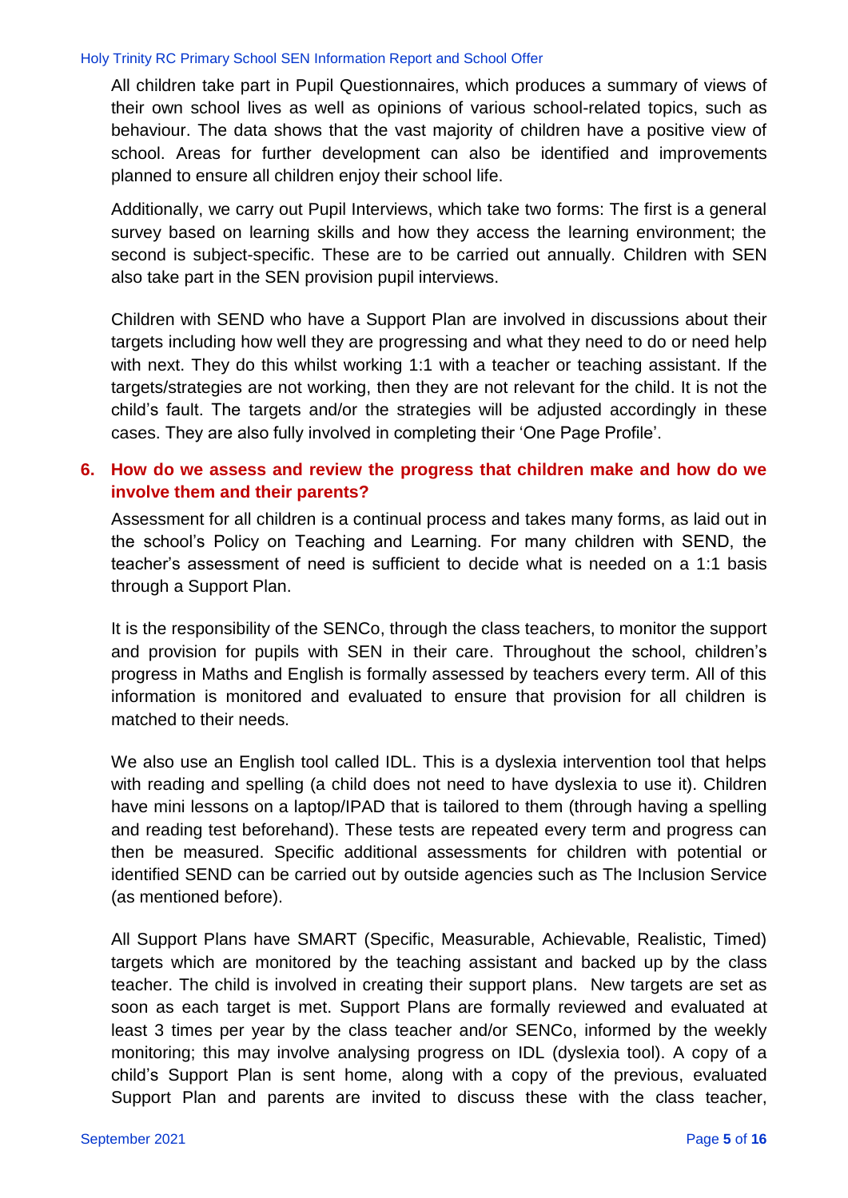All children take part in Pupil Questionnaires, which produces a summary of views of their own school lives as well as opinions of various school-related topics, such as behaviour. The data shows that the vast majority of children have a positive view of school. Areas for further development can also be identified and improvements planned to ensure all children enjoy their school life.

Additionally, we carry out Pupil Interviews, which take two forms: The first is a general survey based on learning skills and how they access the learning environment; the second is subject-specific. These are to be carried out annually. Children with SEN also take part in the SEN provision pupil interviews.

Children with SEND who have a Support Plan are involved in discussions about their targets including how well they are progressing and what they need to do or need help with next. They do this whilst working 1:1 with a teacher or teaching assistant. If the targets/strategies are not working, then they are not relevant for the child. It is not the child's fault. The targets and/or the strategies will be adjusted accordingly in these cases. They are also fully involved in completing their 'One Page Profile'.

## 6. How do we assess and review the progress that children make and how do we involve them and their parents?

Assessment for all children is a continual process and takes many forms, as laid out in the school's Policy on Teaching and Learning. For many children with SEND, the teacher's assessment of need is sufficient to decide what is needed on a 1:1 basis through a Support Plan.

It is the responsibility of the SENCo, through the class teachers, to monitor the support and provision for pupils with SEN in their care. Throughout the school, children's progress in Maths and English is formally assessed by teachers every term. All of this information is monitored and evaluated to ensure that provision for all children is matched to their needs.

We also use an English tool called IDL. This is a dyslexia intervention tool that helps with reading and spelling (a child does not need to have dyslexia to use it). Children have mini lessons on a laptop/IPAD that is tailored to them (through having a spelling and reading test beforehand). These tests are repeated every term and progress can then be measured. Specific additional assessments for children with potential or identified SEND can be carried out by outside agencies such as The Inclusion Service (as mentioned before).

All Support Plans have SMART (Specific, Measurable, Achievable, Realistic, Timed) targets which are monitored by the teaching assistant and backed up by the class teacher. The child is involved in creating their support plans. New targets are set as soon as each target is met. Support Plans are formally reviewed and evaluated at least 3 times per year by the class teacher and/or SENCo, informed by the weekly monitoring; this may involve analysing progress on IDL (dyslexia tool). A copy of a child's Support Plan is sent home, along with a copy of the previous, evaluated Support Plan and parents are invited to discuss these with the class teacher,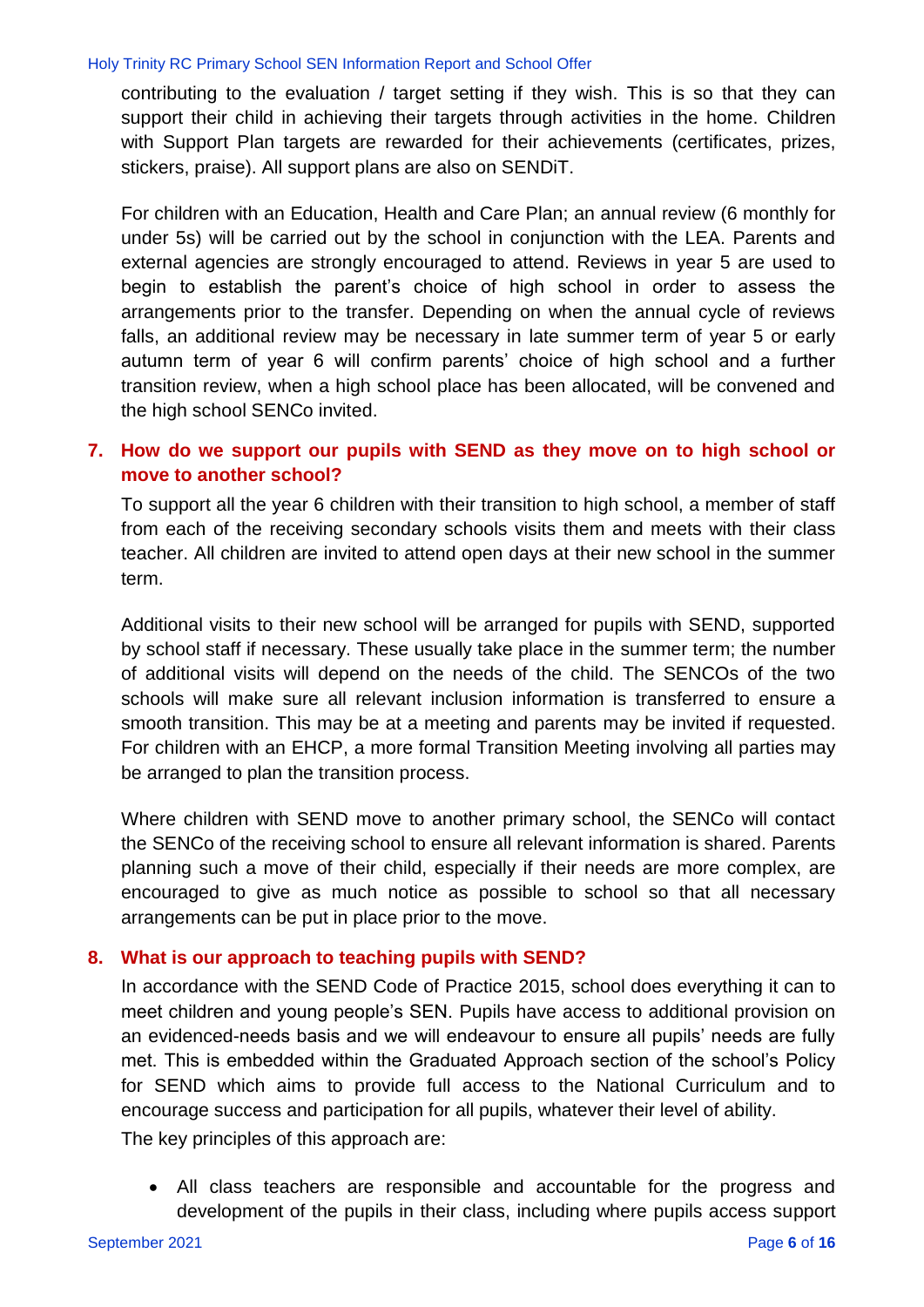contributing to the evaluation / target setting if they wish. This is so that they can support their child in achieving their targets through activities in the home. Children with Support Plan targets are rewarded for their achievements (certificates, prizes, stickers, praise). All support plans are also on SENDiT.

For children with an Education, Health and Care Plan; an annual review (6 monthly for under 5s) will be carried out by the school in conjunction with the LEA. Parents and external agencies are strongly encouraged to attend. Reviews in year 5 are used to begin to establish the parent's choice of high school in order to assess the arrangements prior to the transfer. Depending on when the annual cycle of reviews falls, an additional review may be necessary in late summer term of year 5 or early autumn term of year 6 will confirm parents' choice of high school and a further transition review, when a high school place has been allocated, will be convened and the high school SENCo invited.

## 7. How do we support our pupils with SEND as they move on to high school or move to another school?

To support all the year 6 children with their transition to high school, a member of staff from each of the receiving secondary schools visits them and meets with their class teacher. All children are invited to attend open days at their new school in the summer term.

Additional visits to their new school will be arranged for pupils with SEND, supported by school staff if necessary. These usually take place in the summer term; the number of additional visits will depend on the needs of the child. The SENCOs of the two schools will make sure all relevant inclusion information is transferred to ensure a smooth transition. This may be at a meeting and parents may be invited if requested. For children with an EHCP, a more formal Transition Meeting involving all parties may be arranged to plan the transition process.

Where children with SEND move to another primary school, the SENCo will contact the SENCo of the receiving school to ensure all relevant information is shared. Parents planning such a move of their child, especially if their needs are more complex, are encouraged to give as much notice as possible to school so that all necessary arrangements can be put in place prior to the move.

## 8. What is our approach to teaching pupils with SEND?

In accordance with the SEND Code of Practice 2015, school does everything it can to meet children and young people's SEN. Pupils have access to additional provision on an evidenced-needs basis and we will endeavour to ensure all pupils' needs are fully met. This is embedded within the Graduated Approach section of the school's Policy for SEND which aims to provide full access to the National Curriculum and to encourage success and participation for all pupils, whatever their level of ability.

The key principles of this approach are:

- All class teachers are responsible and accountable for the progress and development of the pupils in their class, including where pupils access support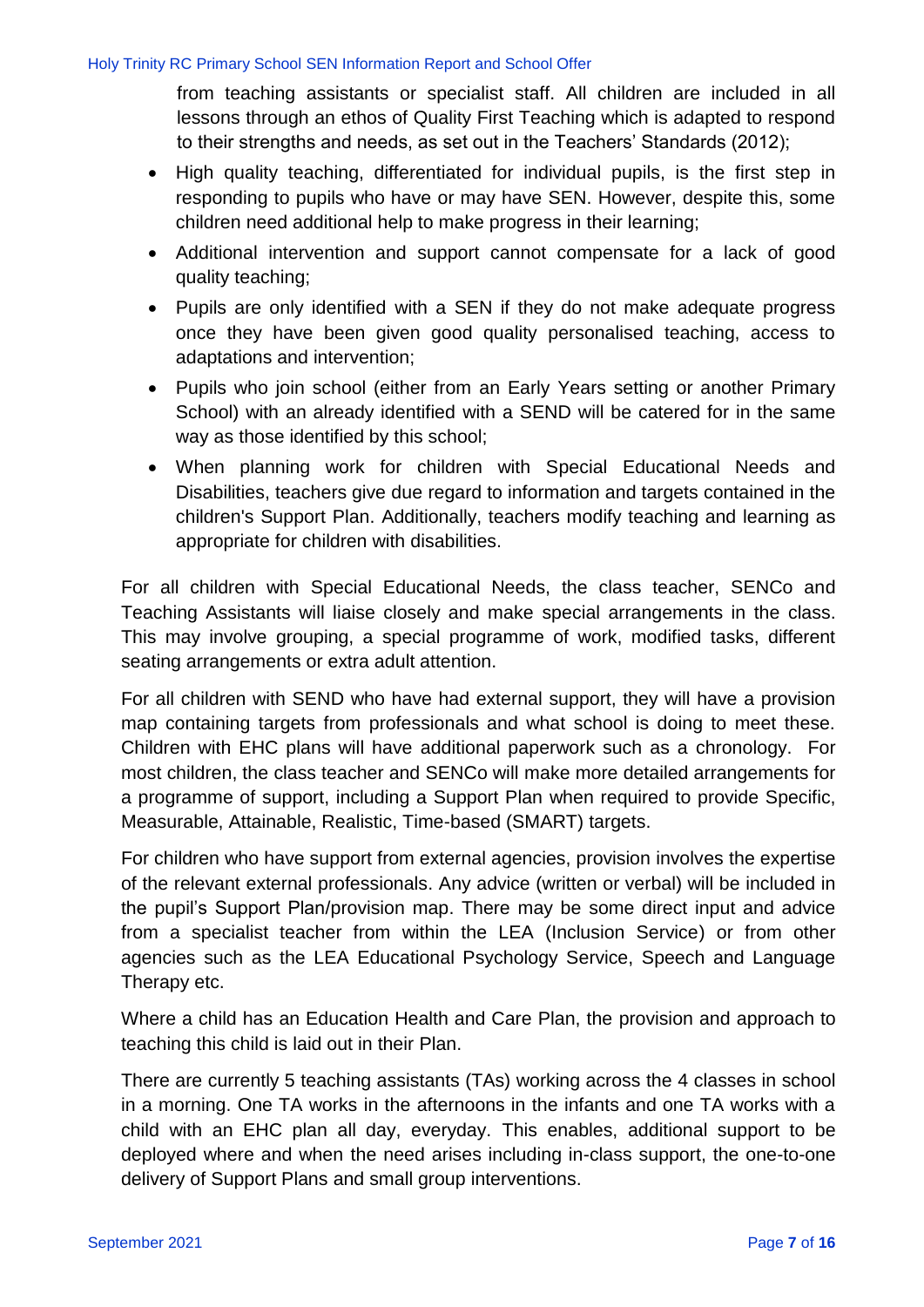from teaching assistants or specialist staff. All children are included in all lessons through an ethos of Quality First Teaching which is adapted to respond to their strengths and needs, as set out in the Teachers' Standards (2012);

- High quality teaching, differentiated for individual pupils, is the first step in responding to pupils who have or may have SEN. However, despite this, some children need additional help to make progress in their learning;
- Additional intervention and support cannot compensate for a lack of good quality teaching;
- Pupils are only identified with a SEN if they do not make adequate progress once they have been given good quality personalised teaching, access to adaptations and intervention;
- Pupils who join school (either from an Early Years setting or another Primary School) with an already identified with a SEND will be catered for in the same way as those identified by this school;
- When planning work for children with Special Educational Needs and Disabilities, teachers give due regard to information and targets contained in the children's Support Plan. Additionally, teachers modify teaching and learning as appropriate for children with disabilities.

For all children with Special Educational Needs, the class teacher, SENCo and Teaching Assistants will liaise closely and make special arrangements in the class. This may involve grouping, a special programme of work, modified tasks, different seating arrangements or extra adult attention.

For all children with SEND who have had external support, they will have a provision map containing targets from professionals and what school is doing to meet these. Children with EHC plans will have additional paperwork such as a chronology. For most children, the class teacher and SENCo will make more detailed arrangements for a programme of support, including a Support Plan when required to provide Specific, Measurable, Attainable, Realistic, Time-based (SMART) targets.

For children who have support from external agencies, provision involves the expertise of the relevant external professionals. Any advice (written or verbal) will be included in the pupil's Support Plan/provision map. There may be some direct input and advice from a specialist teacher from within the LEA (Inclusion Service) or from other agencies such as the LEA Educational Psychology Service, Speech and Language Therapy etc.

Where a child has an Education Health and Care Plan, the provision and approach to teaching this child is laid out in their Plan.

There are currently 5 teaching assistants (TAs) working across the 4 classes in school in a morning. One TA works in the afternoons in the infants and one TA works with a child with an EHC plan all day, everyday. This enables, additional support to be deployed where and when the need arises including in-class support, the one-to-one delivery of Support Plans and small group interventions.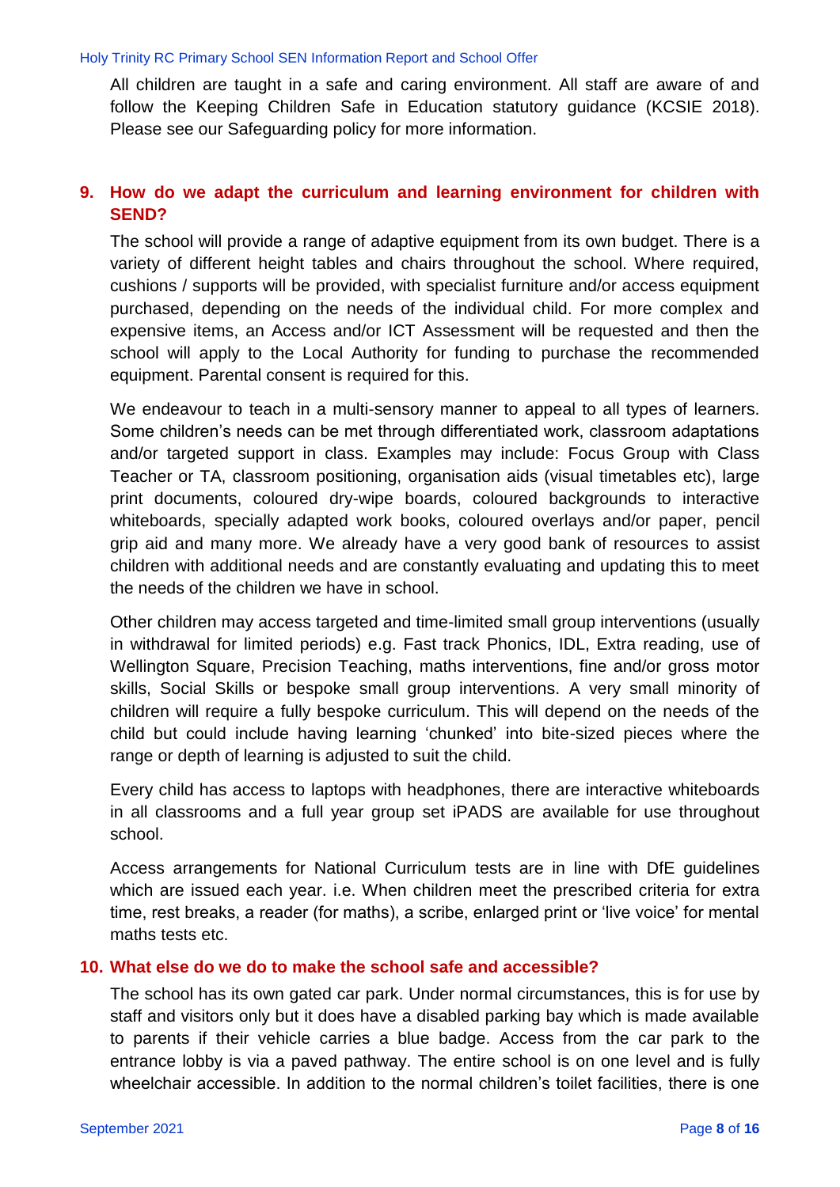All children are taught in a safe and caring environment. All staff are aware of and follow the Keeping Children Safe in Education statutory guidance (KCSIE 2018). Please see our Safeguarding policy for more information.

## 9. How do we adapt the curriculum and learning environment for children with SEND?

The school will provide a range of adaptive equipment from its own budget. There is a variety of different height tables and chairs throughout the school. Where required, cushions / supports will be provided, with specialist furniture and/or access equipment purchased, depending on the needs of the individual child. For more complex and expensive items, an Access and/or ICT Assessment will be requested and then the school will apply to the Local Authority for funding to purchase the recommended equipment. Parental consent is required for this.

We endeavour to teach in a multi-sensory manner to appeal to all types of learners. Some children's needs can be met through differentiated work, classroom adaptations and/or targeted support in class. Examples may include: Focus Group with Class Teacher or TA, classroom positioning, organisation aids (visual timetables etc), large print documents, coloured dry-wipe boards, coloured backgrounds to interactive whiteboards, specially adapted work books, coloured overlays and/or paper, pencil grip aid and many more. We already have a very good bank of resources to assist children with additional needs and are constantly evaluating and updating this to meet the needs of the children we have in school.

Other children may access targeted and time-limited small group interventions (usually in withdrawal for limited periods) e.g. Fast track Phonics, IDL, Extra reading, use of Wellington Square, Precision Teaching, maths interventions, fine and/or gross motor skills, Social Skills or bespoke small group interventions. A very small minority of children will require a fully bespoke curriculum. This will depend on the needs of the child but could include having learning 'chunked' into bite-sized pieces where the range or depth of learning is adjusted to suit the child.

Every child has access to laptops with headphones, there are interactive whiteboards in all classrooms and a full year group set iPADS are available for use throughout school.

Access arrangements for National Curriculum tests are in line with DfE guidelines which are issued each year. i.e. When children meet the prescribed criteria for extra time, rest breaks, a reader (for maths), a scribe, enlarged print or 'live voice' for mental maths tests etc.

## 10. What else do we do to make the school safe and accessible?

The school has its own gated car park. Under normal circumstances, this is for use by staff and visitors only but it does have a disabled parking bay which is made available to parents if their vehicle carries a blue badge. Access from the car park to the entrance lobby is via a paved pathway. The entire school is on one level and is fully wheelchair accessible. In addition to the normal children's toilet facilities, there is one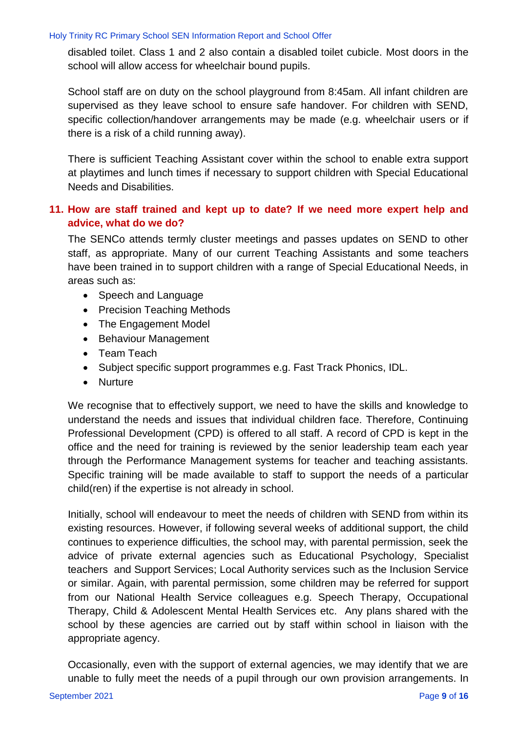disabled toilet. Class 1 and 2 also contain a disabled toilet cubicle. Most doors in the school will allow access for wheelchair bound pupils.

School staff are on duty on the school playground from 8:45am. All infant children are supervised as they leave school to ensure safe handover. For children with SEND, specific collection/handover arrangements may be made (e.g. wheelchair users or if there is a risk of a child running away).

There is sufficient Teaching Assistant cover within the school to enable extra support at playtimes and lunch times if necessary to support children with Special Educational Needs and Disabilities.

## 11. How are staff trained and kept up to date? If we need more expert help and advice, what do we do?

The SENCo attends termly cluster meetings and passes updates on SEND to other staff, as appropriate. Many of our current Teaching Assistants and some teachers have been trained in to support children with a range of Special Educational Needs, in areas such as:

- Speech and Language
- Precision Teaching Methods
- The Engagement Model
- Behaviour Management
- Team Teach
- Subject specific support programmes e.g. Fast Track Phonics, IDL.
- Nurture

We recognise that to effectively support, we need to have the skills and knowledge to understand the needs and issues that individual children face. Therefore, Continuing Professional Development (CPD) is offered to all staff. A record of CPD is kept in the office and the need for training is reviewed by the senior leadership team each year through the Performance Management systems for teacher and teaching assistants. Specific training will be made available to staff to support the needs of a particular child(ren) if the expertise is not already in school.

Initially, school will endeavour to meet the needs of children with SEND from within its existing resources. However, if following several weeks of additional support, the child continues to experience difficulties, the school may, with parental permission, seek the advice of private external agencies such as Educational Psychology, Specialist teachers and Support Services; Local Authority services such as the Inclusion Service or similar. Again, with parental permission, some children may be referred for support from our National Health Service colleagues e.g. Speech Therapy, Occupational Therapy, Child & Adolescent Mental Health Services etc. Any plans shared with the school by these agencies are carried out by staff within school in liaison with the appropriate agency.

Occasionally, even with the support of external agencies, we may identify that we are unable to fully meet the needs of a pupil through our own provision arrangements. In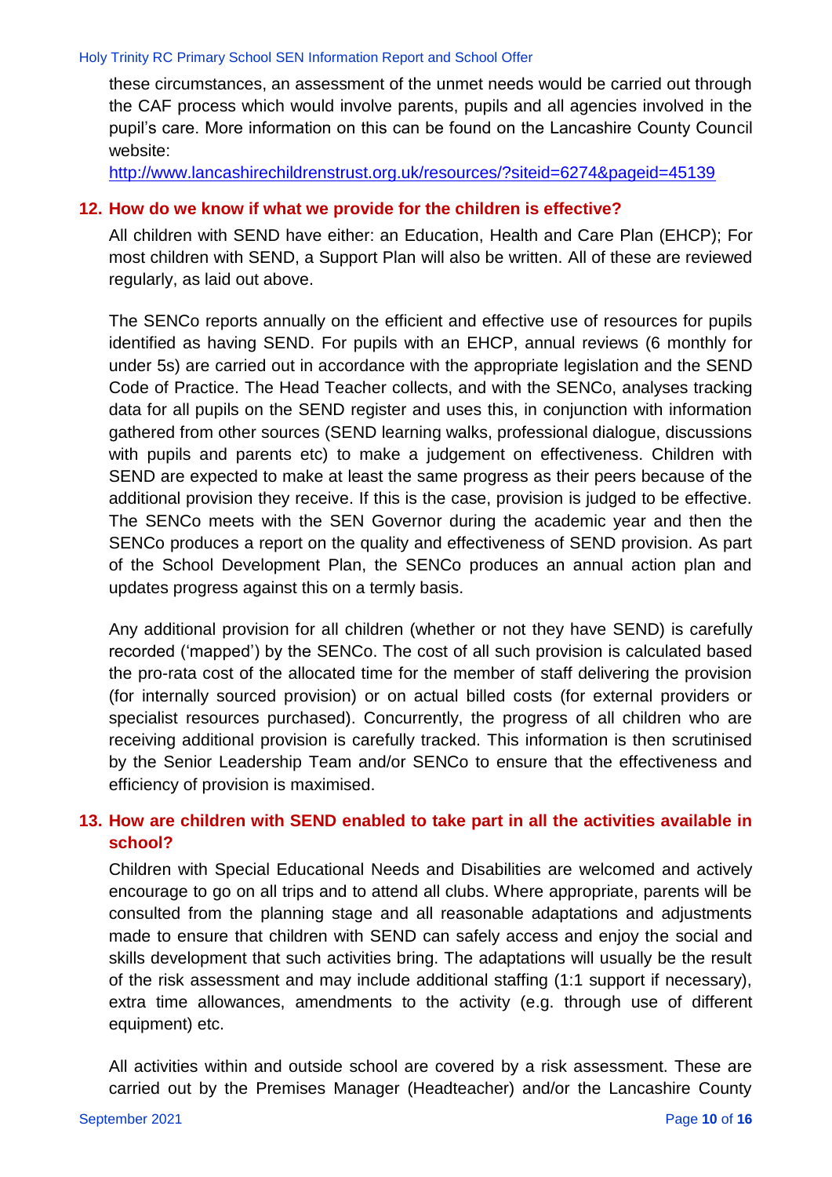these circumstances, an assessment of the unmet needs would be carried out through the CAF process which would involve parents, pupils and all agencies involved in the pupil's care. More information on this can be found on the Lancashire County Council website:

http://www.lancashirechildrenstrust.org.uk/resources/?siteid=6274&pageid=45139

## 12. How do we know if what we provide for the children is effective?

All children with SEND have either: an Education, Health and Care Plan (EHCP); For most children with SEND, a Support Plan will also be written. All of these are reviewed regularly, as laid out above.

The SENCo reports annually on the efficient and effective use of resources for pupils identified as having SEND. For pupils with an EHCP, annual reviews (6 monthly for under 5s) are carried out in accordance with the appropriate legislation and the SEND Code of Practice. The Head Teacher collects, and with the SENCo, analyses tracking data for all pupils on the SEND register and uses this, in conjunction with information gathered from other sources (SEND learning walks, professional dialogue, discussions with pupils and parents etc) to make a judgement on effectiveness. Children with SEND are expected to make at least the same progress as their peers because of the additional provision they receive. If this is the case, provision is judged to be effective. The SENCo meets with the SEN Governor during the academic year and then the SENCo produces a report on the quality and effectiveness of SEND provision. As part of the School Development Plan, the SENCo produces an annual action plan and updates progress against this on a termly basis.

Any additional provision for all children (whether or not they have SEND) is carefully recorded ('mapped') by the SENCo. The cost of all such provision is calculated based the pro-rata cost of the allocated time for the member of staff delivering the provision (for internally sourced provision) or on actual billed costs (for external providers or specialist resources purchased). Concurrently, the progress of all children who are receiving additional provision is carefully tracked. This information is then scrutinised by the Senior Leadership Team and/or SENCo to ensure that the effectiveness and efficiency of provision is maximised.

## 13. How are children with SEND enabled to take part in all the activities available in school?

Children with Special Educational Needs and Disabilities are welcomed and actively encourage to go on all trips and to attend all clubs. Where appropriate, parents will be consulted from the planning stage and all reasonable adaptations and adjustments made to ensure that children with SEND can safely access and enjoy the social and skills development that such activities bring. The adaptations will usually be the result of the risk assessment and may include additional staffing (1:1 support if necessary), extra time allowances, amendments to the activity (e.g. through use of different equipment) etc.

All activities within and outside school are covered by a risk assessment. These are carried out by the Premises Manager (Headteacher) and/or the Lancashire County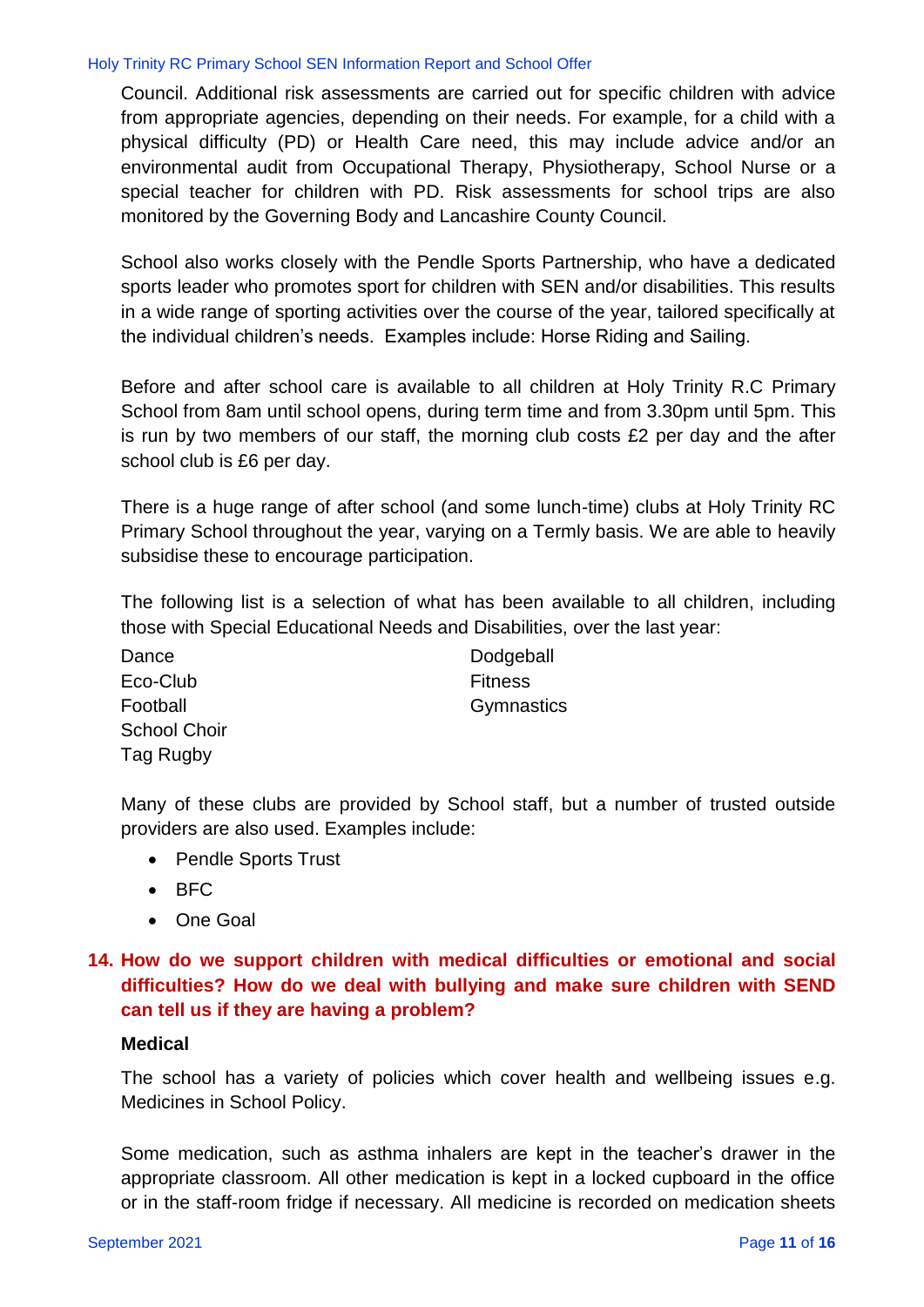Council. Additional risk assessments are carried out for specific children with advice from appropriate agencies, depending on their needs. For example, for a child with a physical difficulty (PD) or Health Care need, this may include advice and/or an environmental audit from Occupational Therapy, Physiotherapy, School Nurse or a special teacher for children with PD. Risk assessments for school trips are also monitored by the Governing Body and Lancashire County Council.

School also works closely with the Pendle Sports Partnership, who have a dedicated sports leader who promotes sport for children with SEN and/or disabilities. This results in a wide range of sporting activities over the course of the year, tailored specifically at the individual children's needs. Examples include: Horse Riding and Sailing.

Before and after school care is available to all children at Holy Trinity R.C Primary School from 8am until school opens, during term time and from 3.30pm until 5pm. This is run by two members of our staff, the morning club costs £2 per day and the after school club is £6 per day.

There is a huge range of after school (and some lunch-time) clubs at Holy Trinity RC Primary School throughout the year, varying on a Termly basis. We are able to heavily subsidise these to encourage participation.

The following list is a selection of what has been available to all children, including those with Special Educational Needs and Disabilities, over the last year:

Dance
Dodgeball
Eco-Club
Fitness
Football
Gymnastics
School Choir
Tag Rugby

Many of these clubs are provided by School staff, but a number of trusted outside providers are also used. Examples include:

- Pendle Sports Trust
- BFC
- One Goal

## 14. How do we support children with medical difficulties or emotional and social difficulties? How do we deal with bullying and make sure children with SEND can tell us if they are having a problem?

**Medical**

The school has a variety of policies which cover health and wellbeing issues e.g. Medicines in School Policy.

Some medication, such as asthma inhalers are kept in the teacher's drawer in the appropriate classroom. All other medication is kept in a locked cupboard in the office or in the staff-room fridge if necessary. All medicine is recorded on medication sheets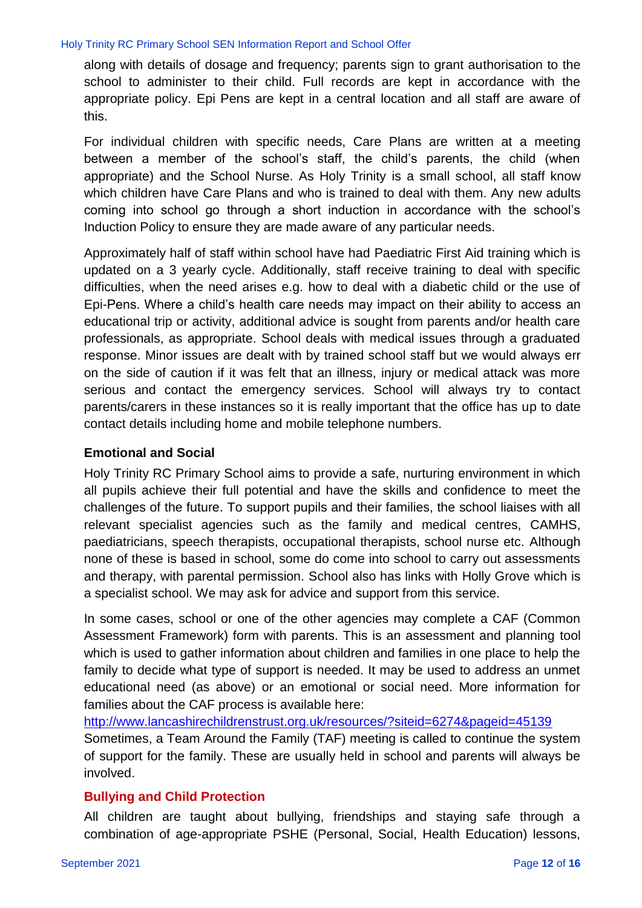along with details of dosage and frequency; parents sign to grant authorisation to the school to administer to their child. Full records are kept in accordance with the appropriate policy. Epi Pens are kept in a central location and all staff are aware of this.

For individual children with specific needs, Care Plans are written at a meeting between a member of the school's staff, the child's parents, the child (when appropriate) and the School Nurse. As Holy Trinity is a small school, all staff know which children have Care Plans and who is trained to deal with them. Any new adults coming into school go through a short induction in accordance with the school's Induction Policy to ensure they are made aware of any particular needs.

Approximately half of staff within school have had Paediatric First Aid training which is updated on a 3 yearly cycle. Additionally, staff receive training to deal with specific difficulties, when the need arises e.g. how to deal with a diabetic child or the use of Epi-Pens. Where a child's health care needs may impact on their ability to access an educational trip or activity, additional advice is sought from parents and/or health care professionals, as appropriate. School deals with medical issues through a graduated response. Minor issues are dealt with by trained school staff but we would always err on the side of caution if it was felt that an illness, injury or medical attack was more serious and contact the emergency services. School will always try to contact parents/carers in these instances so it is really important that the office has up to date contact details including home and mobile telephone numbers.

### Emotional and Social

Holy Trinity RC Primary School aims to provide a safe, nurturing environment in which all pupils achieve their full potential and have the skills and confidence to meet the challenges of the future. To support pupils and their families, the school liaises with all relevant specialist agencies such as the family and medical centres, CAMHS, paediatricians, speech therapists, occupational therapists, school nurse etc. Although none of these is based in school, some do come into school to carry out assessments and therapy, with parental permission. School also has links with Holly Grove which is a specialist school. We may ask for advice and support from this service.

In some cases, school or one of the other agencies may complete a CAF (Common Assessment Framework) form with parents. This is an assessment and planning tool which is used to gather information about children and families in one place to help the family to decide what type of support is needed. It may be used to address an unmet educational need (as above) or an emotional or social need. More information for families about the CAF process is available here:
http://www.lancashirechildrenstrust.org.uk/resources/?siteid=6274&pageid=45139
Sometimes, a Team Around the Family (TAF) meeting is called to continue the system of support for the family. These are usually held in school and parents will always be involved.

### Bullying and Child Protection

All children are taught about bullying, friendships and staying safe through a combination of age-appropriate PSHE (Personal, Social, Health Education) lessons,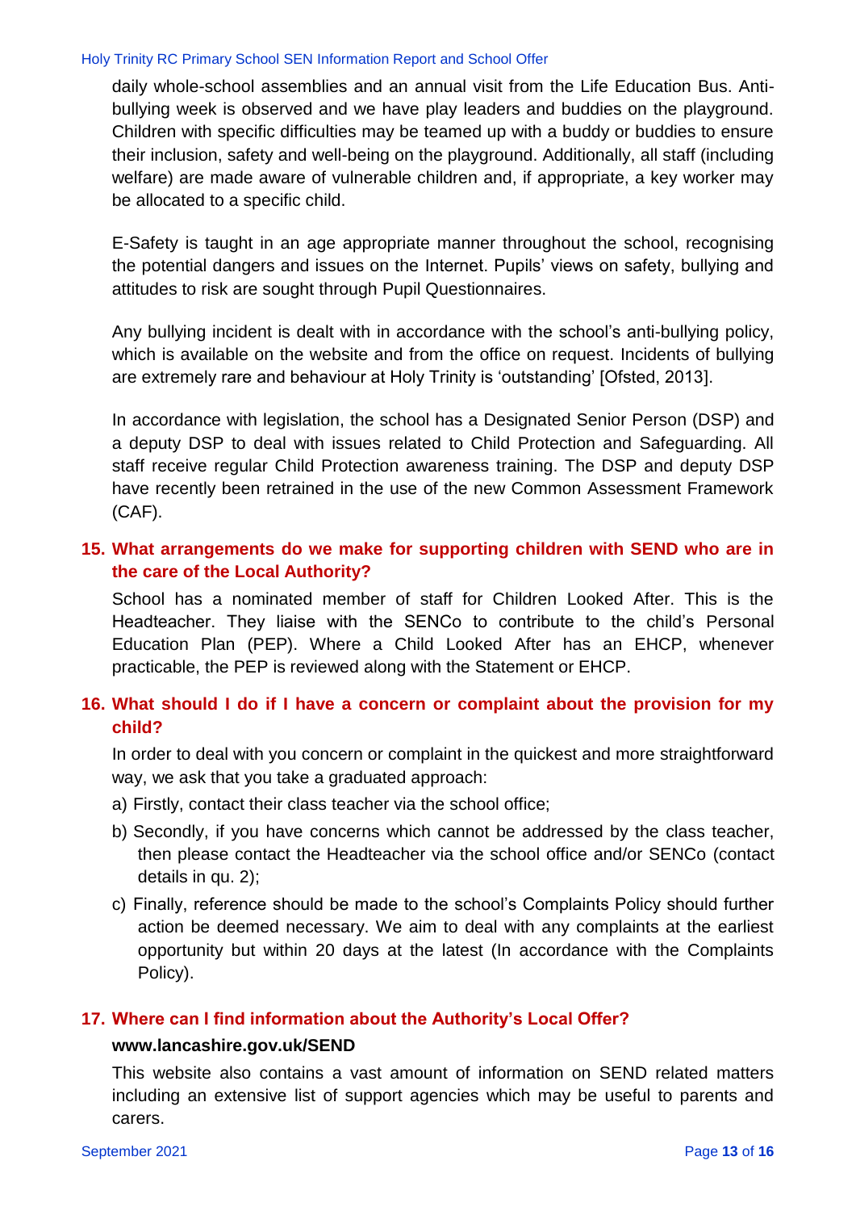daily whole-school assemblies and an annual visit from the Life Education Bus. Anti-bullying week is observed and we have play leaders and buddies on the playground. Children with specific difficulties may be teamed up with a buddy or buddies to ensure their inclusion, safety and well-being on the playground. Additionally, all staff (including welfare) are made aware of vulnerable children and, if appropriate, a key worker may be allocated to a specific child.

E-Safety is taught in an age appropriate manner throughout the school, recognising the potential dangers and issues on the Internet. Pupils' views on safety, bullying and attitudes to risk are sought through Pupil Questionnaires.

Any bullying incident is dealt with in accordance with the school's anti-bullying policy, which is available on the website and from the office on request. Incidents of bullying are extremely rare and behaviour at Holy Trinity is 'outstanding' [Ofsted, 2013].

In accordance with legislation, the school has a Designated Senior Person (DSP) and a deputy DSP to deal with issues related to Child Protection and Safeguarding. All staff receive regular Child Protection awareness training. The DSP and deputy DSP have recently been retrained in the use of the new Common Assessment Framework (CAF).

## 15. What arrangements do we make for supporting children with SEND who are in the care of the Local Authority?

School has a nominated member of staff for Children Looked After. This is the Headteacher. They liaise with the SENCo to contribute to the child's Personal Education Plan (PEP). Where a Child Looked After has an EHCP, whenever practicable, the PEP is reviewed along with the Statement or EHCP.

## 16. What should I do if I have a concern or complaint about the provision for my child?

In order to deal with you concern or complaint in the quickest and more straightforward way, we ask that you take a graduated approach:

a) Firstly, contact their class teacher via the school office;

b) Secondly, if you have concerns which cannot be addressed by the class teacher, then please contact the Headteacher via the school office and/or SENCo (contact details in qu. 2);

c) Finally, reference should be made to the school's Complaints Policy should further action be deemed necessary. We aim to deal with any complaints at the earliest opportunity but within 20 days at the latest (In accordance with the Complaints Policy).

## 17. Where can I find information about the Authority's Local Offer?

**www.lancashire.gov.uk/SEND**

This website also contains a vast amount of information on SEND related matters including an extensive list of support agencies which may be useful to parents and carers.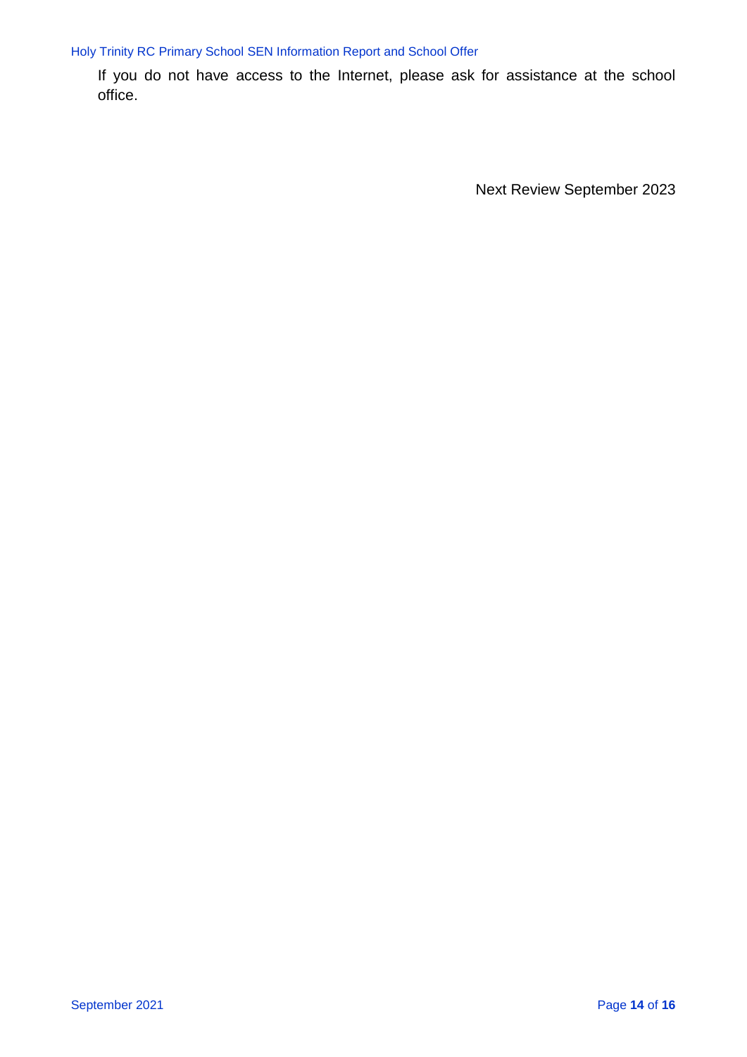If you do not have access to the Internet, please ask for assistance at the school office.

Next Review September 2023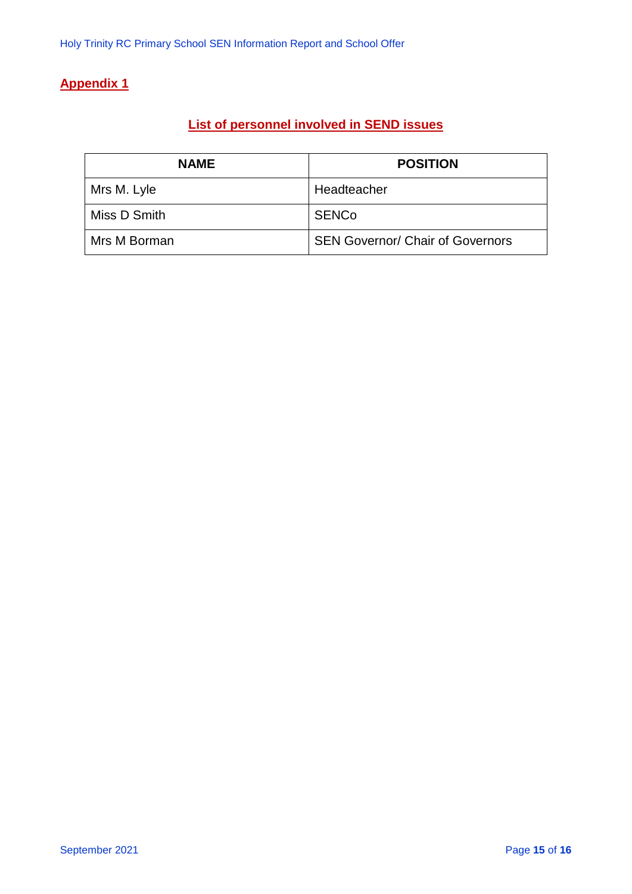## Appendix 1

### List of personnel involved in SEND issues

| NAME | POSITION |
| --- | --- |
| Mrs M. Lyle | Headteacher |
| Miss D Smith | SENCo |
| Mrs M Borman | SEN Governor/ Chair of Governors |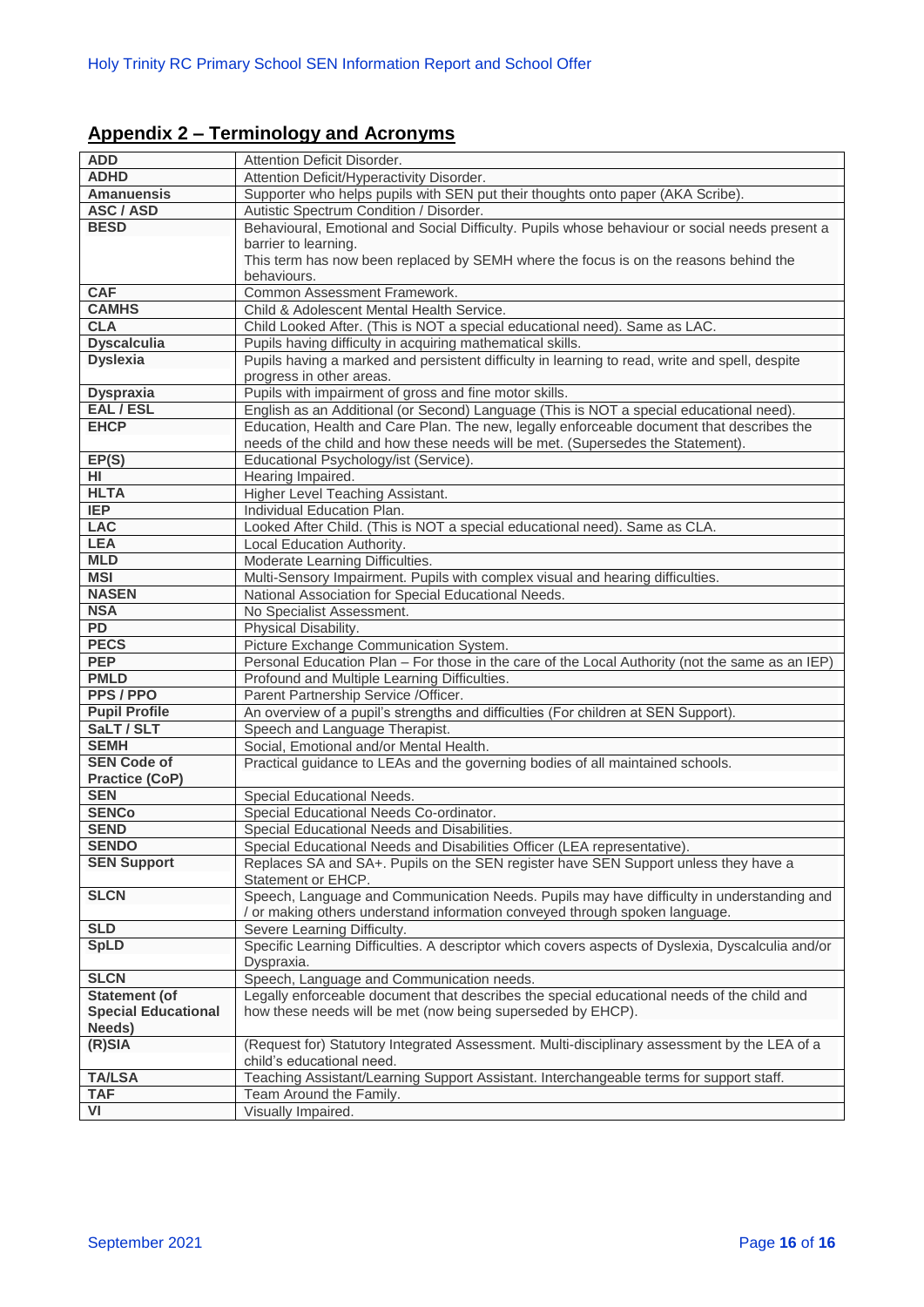## Appendix 2 – Terminology and Acronyms

| | |
|---|---|
| **ADD** | Attention Deficit Disorder. |
| **ADHD** | Attention Deficit/Hyperactivity Disorder. |
| **Amanuensis** | Supporter who helps pupils with SEN put their thoughts onto paper (AKA Scribe). |
| **ASC / ASD** | Autistic Spectrum Condition / Disorder. |
| **BESD** | Behavioural, Emotional and Social Difficulty. Pupils whose behaviour or social needs present a barrier to learning.<br>This term has now been replaced by SEMH where the focus is on the reasons behind the behaviours. |
| **CAF** | Common Assessment Framework. |
| **CAMHS** | Child & Adolescent Mental Health Service. |
| **CLA** | Child Looked After. (This is NOT a special educational need). Same as LAC. |
| **Dyscalculia** | Pupils having difficulty in acquiring mathematical skills. |
| **Dyslexia** | Pupils having a marked and persistent difficulty in learning to read, write and spell, despite progress in other areas. |
| **Dyspraxia** | Pupils with impairment of gross and fine motor skills. |
| **EAL / ESL** | English as an Additional (or Second) Language (This is NOT a special educational need). |
| **EHCP** | Education, Health and Care Plan. The new, legally enforceable document that describes the needs of the child and how these needs will be met. (Supersedes the Statement). |
| **EP(S)** | Educational Psychology/ist (Service). |
| **HI** | Hearing Impaired. |
| **HLTA** | Higher Level Teaching Assistant. |
| **IEP** | Individual Education Plan. |
| **LAC** | Looked After Child. (This is NOT a special educational need). Same as CLA. |
| **LEA** | Local Education Authority. |
| **MLD** | Moderate Learning Difficulties. |
| **MSI** | Multi-Sensory Impairment. Pupils with complex visual and hearing difficulties. |
| **NASEN** | National Association for Special Educational Needs. |
| **NSA** | No Specialist Assessment. |
| **PD** | Physical Disability. |
| **PECS** | Picture Exchange Communication System. |
| **PEP** | Personal Education Plan – For those in the care of the Local Authority (not the same as an IEP) |
| **PMLD** | Profound and Multiple Learning Difficulties. |
| **PPS / PPO** | Parent Partnership Service /Officer. |
| **Pupil Profile** | An overview of a pupil's strengths and difficulties (For children at SEN Support). |
| **SaLT / SLT** | Speech and Language Therapist. |
| **SEMH** | Social, Emotional and/or Mental Health. |
| **SEN Code of Practice (CoP)** | Practical guidance to LEAs and the governing bodies of all maintained schools. |
| **SEN** | Special Educational Needs. |
| **SENCo** | Special Educational Needs Co-ordinator. |
| **SEND** | Special Educational Needs and Disabilities. |
| **SENDO** | Special Educational Needs and Disabilities Officer (LEA representative). |
| **SEN Support** | Replaces SA and SA+. Pupils on the SEN register have SEN Support unless they have a Statement or EHCP. |
| **SLCN** | Speech, Language and Communication Needs. Pupils may have difficulty in understanding and / or making others understand information conveyed through spoken language. |
| **SLD** | Severe Learning Difficulty. |
| **SpLD** | Specific Learning Difficulties. A descriptor which covers aspects of Dyslexia, Dyscalculia and/or Dyspraxia. |
| **SLCN** | Speech, Language and Communication needs. |
| **Statement (of Special Educational Needs)** | Legally enforceable document that describes the special educational needs of the child and how these needs will be met (now being superseded by EHCP). |
| **(R)SIA** | (Request for) Statutory Integrated Assessment. Multi-disciplinary assessment by the LEA of a child's educational need. |
| **TA/LSA** | Teaching Assistant/Learning Support Assistant. Interchangeable terms for support staff. |
| **TAF** | Team Around the Family. |
| **VI** | Visually Impaired. |